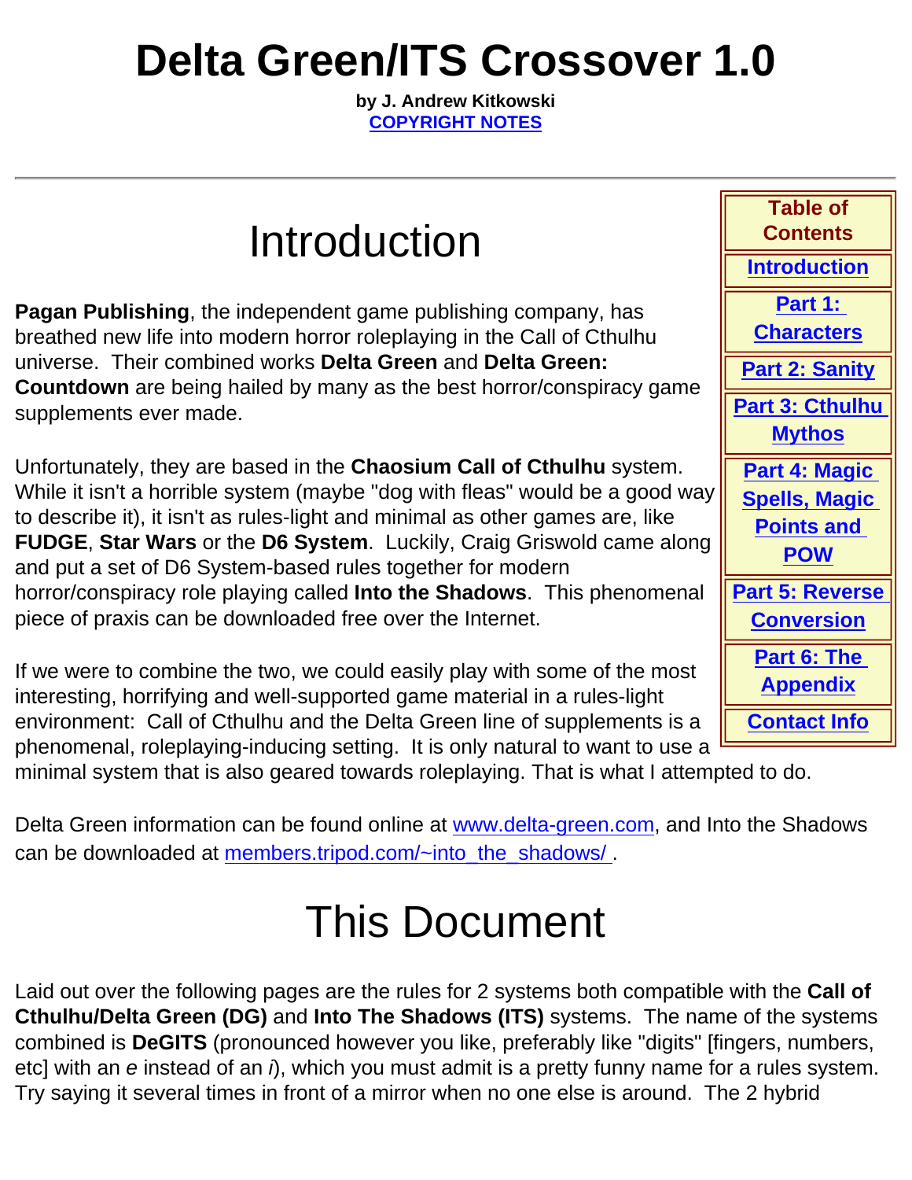# Delta Green/ITS Crossover 1.0

**by J. Andrew Kitkowski**
**COPYRIGHT NOTES**

---

| Table of Contents |
| --- |
| Introduction |
| Part 1: Characters |
| Part 2: Sanity |
| Part 3: Cthulhu Mythos |
| Part 4: Magic Spells, Magic Points and POW |
| Part 5: Reverse Conversion |
| Part 6: The Appendix |
| Contact Info |

## Introduction

**Pagan Publishing**, the independent game publishing company, has breathed new life into modern horror roleplaying in the Call of Cthulhu universe. Their combined works **Delta Green** and **Delta Green: Countdown** are being hailed by many as the best horror/conspiracy game supplements ever made.

Unfortunately, they are based in the **Chaosium Call of Cthulhu** system. While it isn't a horrible system (maybe "dog with fleas" would be a good way to describe it), it isn't as rules-light and minimal as other games are, like **FUDGE**, **Star Wars** or the **D6 System**. Luckily, Craig Griswold came along and put a set of D6 System-based rules together for modern horror/conspiracy role playing called **Into the Shadows**. This phenomenal piece of praxis can be downloaded free over the Internet.

If we were to combine the two, we could easily play with some of the most interesting, horrifying and well-supported game material in a rules-light environment: Call of Cthulhu and the Delta Green line of supplements is a phenomenal, roleplaying-inducing setting. It is only natural to want to use a minimal system that is also geared towards roleplaying. That is what I attempted to do.

Delta Green information can be found online at www.delta-green.com, and Into the Shadows can be downloaded at members.tripod.com/~into_the_shadows/ .

## This Document

Laid out over the following pages are the rules for 2 systems both compatible with the **Call of Cthulhu/Delta Green (DG)** and **Into The Shadows (ITS)** systems. The name of the systems combined is **DeGITS** (pronounced however you like, preferably like "digits" [fingers, numbers, etc] with an *e* instead of an *i*), which you must admit is a pretty funny name for a rules system. Try saying it several times in front of a mirror when no one else is around. The 2 hybrid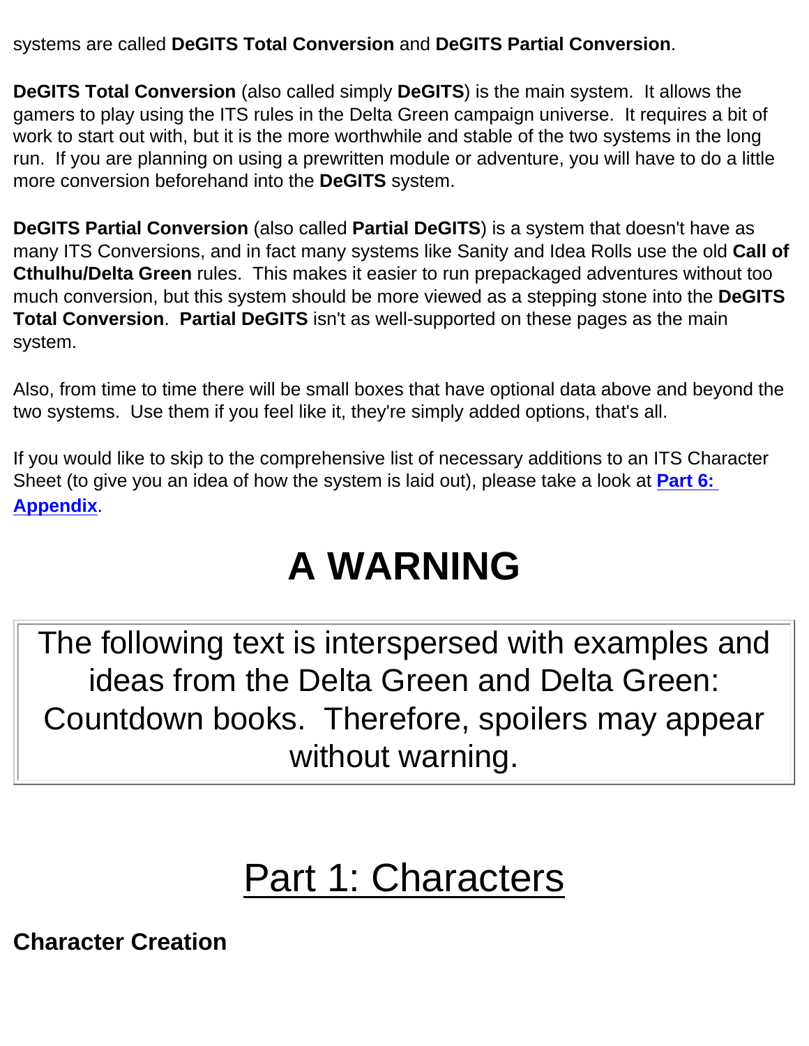systems are called **DeGITS Total Conversion** and **DeGITS Partial Conversion**.

**DeGITS Total Conversion** (also called simply **DeGITS**) is the main system. It allows the gamers to play using the ITS rules in the Delta Green campaign universe. It requires a bit of work to start out with, but it is the more worthwhile and stable of the two systems in the long run. If you are planning on using a prewritten module or adventure, you will have to do a little more conversion beforehand into the **DeGITS** system.

**DeGITS Partial Conversion** (also called **Partial DeGITS**) is a system that doesn't have as many ITS Conversions, and in fact many systems like Sanity and Idea Rolls use the old **Call of Cthulhu/Delta Green** rules. This makes it easier to run prepackaged adventures without too much conversion, but this system should be more viewed as a stepping stone into the **DeGITS Total Conversion**. **Partial DeGITS** isn't as well-supported on these pages as the main system.

Also, from time to time there will be small boxes that have optional data above and beyond the two systems. Use them if you feel like it, they're simply added options, that's all.

If you would like to skip to the comprehensive list of necessary additions to an ITS Character Sheet (to give you an idea of how the system is laid out), please take a look at **Part 6: Appendix**.

# A WARNING

| The following text is interspersed with examples and ideas from the Delta Green and Delta Green: Countdown books. Therefore, spoilers may appear without warning. |
| --- |

# Part 1: Characters

### Character Creation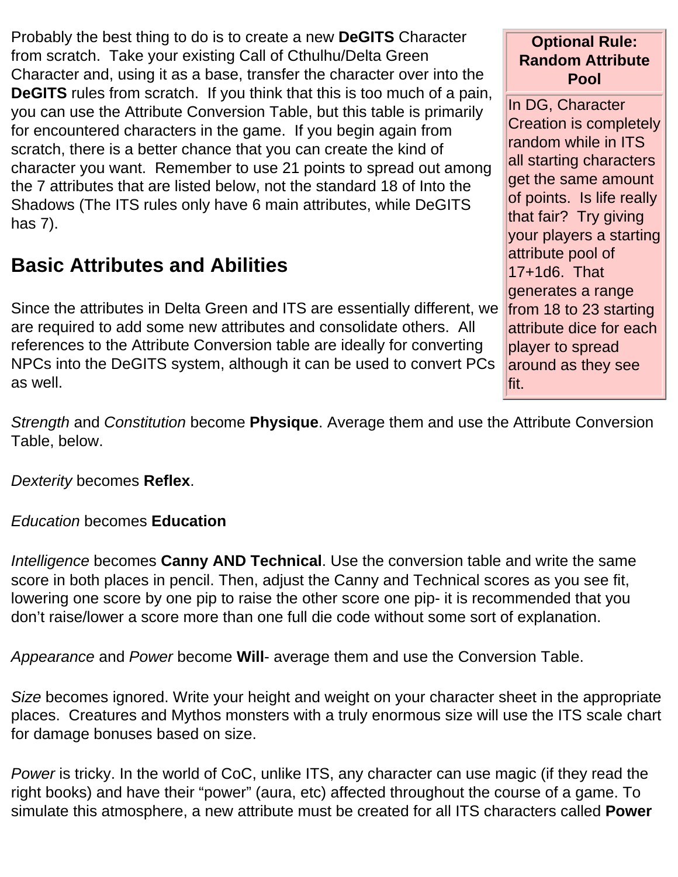Probably the best thing to do is to create a new **DeGITS** Character from scratch. Take your existing Call of Cthulhu/Delta Green Character and, using it as a base, transfer the character over into the **DeGITS** rules from scratch. If you think that this is too much of a pain, you can use the Attribute Conversion Table, but this table is primarily for encountered characters in the game. If you begin again from scratch, there is a better chance that you can create the kind of character you want. Remember to use 21 points to spread out among the 7 attributes that are listed below, not the standard 18 of Into the Shadows (The ITS rules only have 6 main attributes, while DeGITS has 7).

| Optional Rule: Random Attribute Pool |
| --- |
| In DG, Character Creation is completely random while in ITS all starting characters get the same amount of points. Is life really that fair? Try giving your players a starting attribute pool of 17+1d6. That generates a range from 18 to 23 starting attribute dice for each player to spread around as they see fit. |

## Basic Attributes and Abilities

Since the attributes in Delta Green and ITS are essentially different, we are required to add some new attributes and consolidate others. All references to the Attribute Conversion table are ideally for converting NPCs into the DeGITS system, although it can be used to convert PCs as well.

*Strength* and *Constitution* become **Physique**. Average them and use the Attribute Conversion Table, below.

*Dexterity* becomes **Reflex**.

*Education* becomes **Education**

*Intelligence* becomes **Canny AND Technical**. Use the conversion table and write the same score in both places in pencil. Then, adjust the Canny and Technical scores as you see fit, lowering one score by one pip to raise the other score one pip- it is recommended that you don't raise/lower a score more than one full die code without some sort of explanation.

*Appearance* and *Power* become **Will**- average them and use the Conversion Table.

*Size* becomes ignored. Write your height and weight on your character sheet in the appropriate places. Creatures and Mythos monsters with a truly enormous size will use the ITS scale chart for damage bonuses based on size.

*Power* is tricky. In the world of CoC, unlike ITS, any character can use magic (if they read the right books) and have their "power" (aura, etc) affected throughout the course of a game. To simulate this atmosphere, a new attribute must be created for all ITS characters called **Power**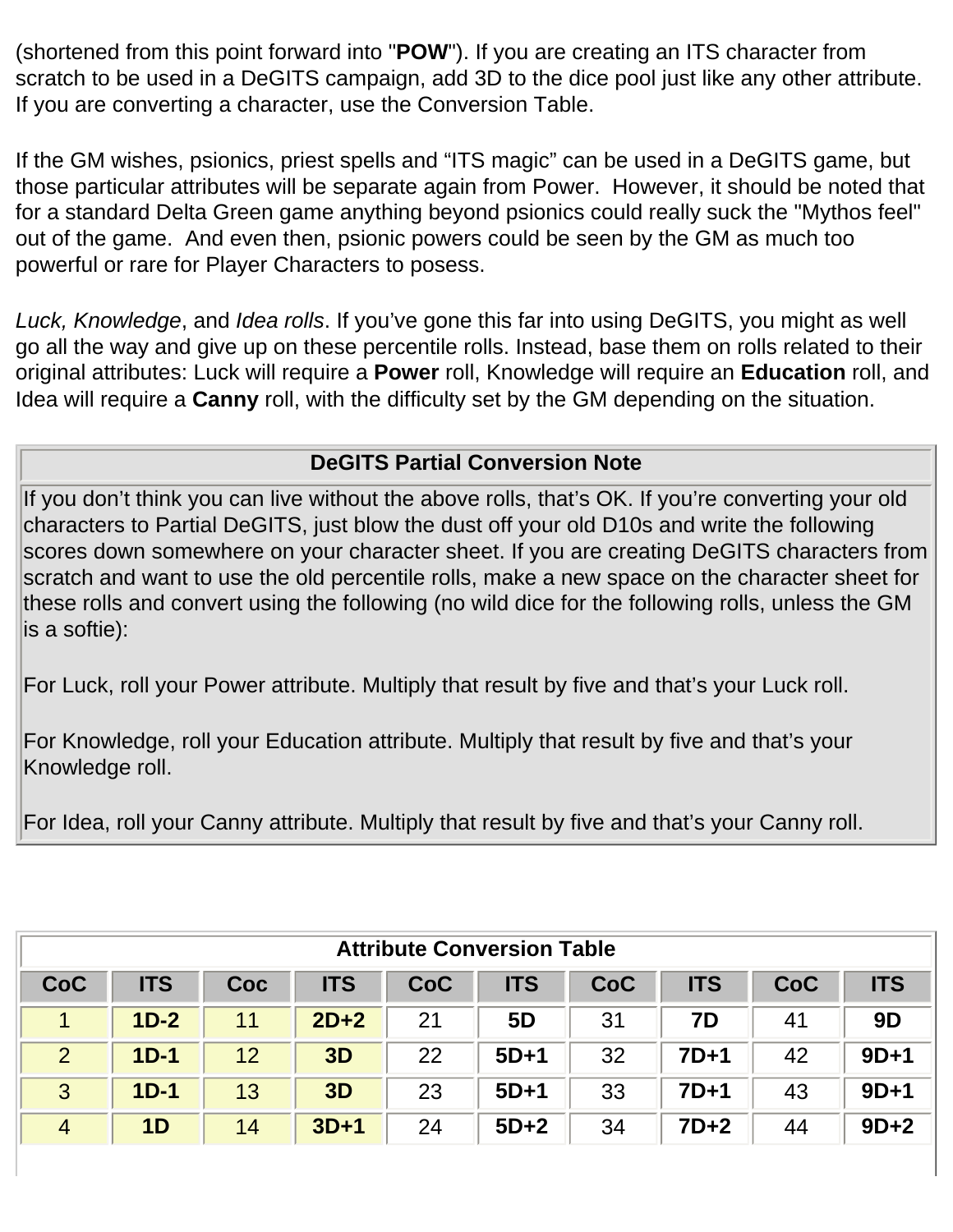(shortened from this point forward into "**POW**"). If you are creating an ITS character from scratch to be used in a DeGITS campaign, add 3D to the dice pool just like any other attribute. If you are converting a character, use the Conversion Table.

If the GM wishes, psionics, priest spells and "ITS magic" can be used in a DeGITS game, but those particular attributes will be separate again from Power. However, it should be noted that for a standard Delta Green game anything beyond psionics could really suck the "Mythos feel" out of the game. And even then, psionic powers could be seen by the GM as much too powerful or rare for Player Characters to posess.

*Luck, Knowledge*, and *Idea rolls*. If you've gone this far into using DeGITS, you might as well go all the way and give up on these percentile rolls. Instead, base them on rolls related to their original attributes: Luck will require a **Power** roll, Knowledge will require an **Education** roll, and Idea will require a **Canny** roll, with the difficulty set by the GM depending on the situation.

| DeGITS Partial Conversion Note |
| --- |
| If you don't think you can live without the above rolls, that's OK. If you're converting your old characters to Partial DeGITS, just blow the dust off your old D10s and write the following scores down somewhere on your character sheet. If you are creating DeGITS characters from scratch and want to use the old percentile rolls, make a new space on the character sheet for these rolls and convert using the following (no wild dice for the following rolls, unless the GM is a softie):<br><br>For Luck, roll your Power attribute. Multiply that result by five and that's your Luck roll.<br><br>For Knowledge, roll your Education attribute. Multiply that result by five and that's your Knowledge roll.<br><br>For Idea, roll your Canny attribute. Multiply that result by five and that's your Canny roll. |

| Attribute Conversion Table | | | | | | | | | |
| --- | --- | --- | --- | --- | --- | --- | --- | --- | --- |
| **CoC** | **ITS** | **Coc** | **ITS** | **CoC** | **ITS** | **CoC** | **ITS** | **CoC** | **ITS** |
| 1 | **1D-2** | 11 | **2D+2** | 21 | **5D** | 31 | **7D** | 41 | **9D** |
| 2 | **1D-1** | 12 | **3D** | 22 | **5D+1** | 32 | **7D+1** | 42 | **9D+1** |
| 3 | **1D-1** | 13 | **3D** | 23 | **5D+1** | 33 | **7D+1** | 43 | **9D+1** |
| 4 | **1D** | 14 | **3D+1** | 24 | **5D+2** | 34 | **7D+2** | 44 | **9D+2** |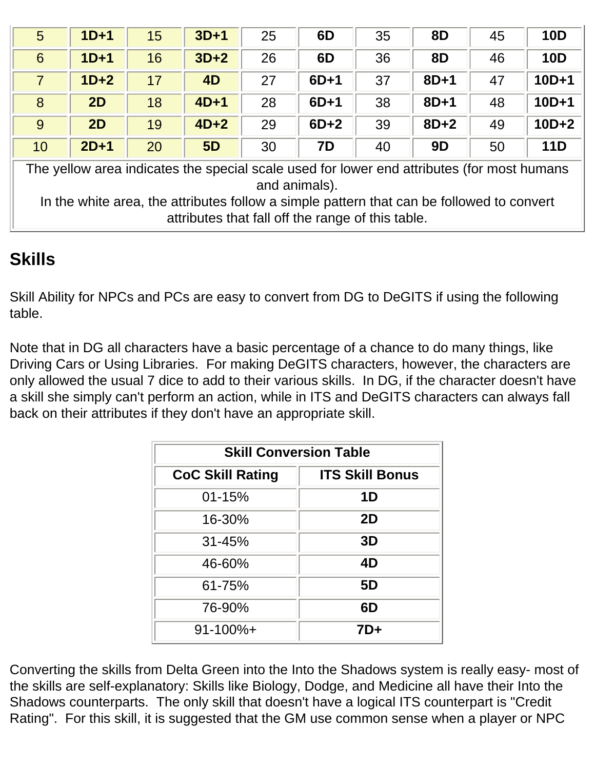| 5 | **1D+1** | 15 | **3D+1** | 25 | **6D** | 35 | **8D** | 45 | **10D** |
|---|---|---|---|---|---|---|---|---|---|
| 6 | **1D+1** | 16 | **3D+2** | 26 | **6D** | 36 | **8D** | 46 | **10D** |
| 7 | **1D+2** | 17 | **4D** | 27 | **6D+1** | 37 | **8D+1** | 47 | **10D+1** |
| 8 | **2D** | 18 | **4D+1** | 28 | **6D+1** | 38 | **8D+1** | 48 | **10D+1** |
| 9 | **2D** | 19 | **4D+2** | 29 | **6D+2** | 39 | **8D+2** | 49 | **10D+2** |
| 10 | **2D+1** | 20 | **5D** | 30 | **7D** | 40 | **9D** | 50 | **11D** |
| The yellow area indicates the special scale used for lower end attributes (for most humans and animals). In the white area, the attributes follow a simple pattern that can be followed to convert attributes that fall off the range of this table. | | | | | | | | | |

## Skills

Skill Ability for NPCs and PCs are easy to convert from DG to DeGITS if using the following table.

Note that in DG all characters have a basic percentage of a chance to do many things, like Driving Cars or Using Libraries. For making DeGITS characters, however, the characters are only allowed the usual 7 dice to add to their various skills. In DG, if the character doesn't have a skill she simply can't perform an action, while in ITS and DeGITS characters can always fall back on their attributes if they don't have an appropriate skill.

| Skill Conversion Table | |
|---|---|
| **CoC Skill Rating** | **ITS Skill Bonus** |
| 01-15% | **1D** |
| 16-30% | **2D** |
| 31-45% | **3D** |
| 46-60% | **4D** |
| 61-75% | **5D** |
| 76-90% | **6D** |
| 91-100%+ | **7D+** |

Converting the skills from Delta Green into the Into the Shadows system is really easy- most of the skills are self-explanatory: Skills like Biology, Dodge, and Medicine all have their Into the Shadows counterparts. The only skill that doesn't have a logical ITS counterpart is "Credit Rating". For this skill, it is suggested that the GM use common sense when a player or NPC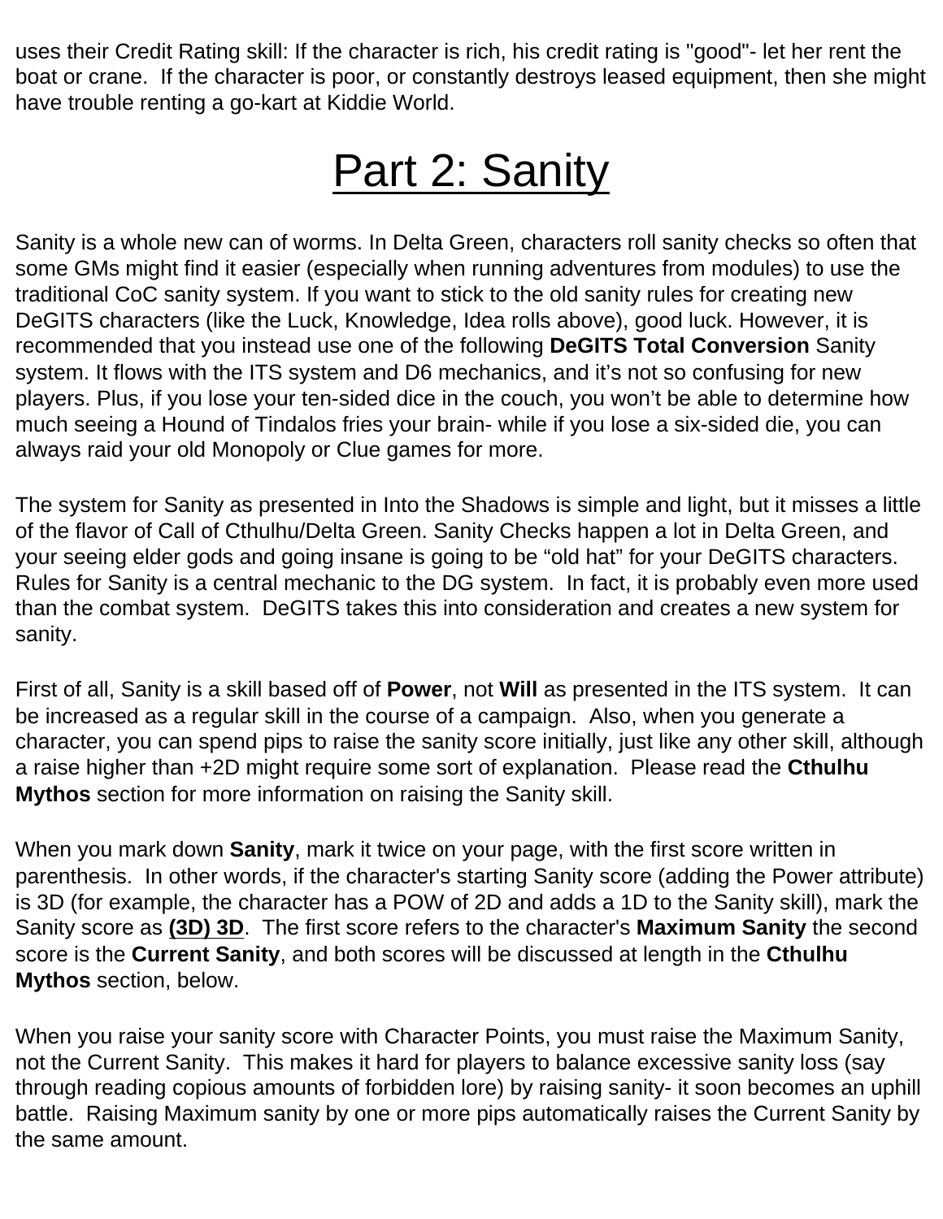uses their Credit Rating skill: If the character is rich, his credit rating is "good"- let her rent the boat or crane. If the character is poor, or constantly destroys leased equipment, then she might have trouble renting a go-kart at Kiddie World.

# Part 2: Sanity

Sanity is a whole new can of worms. In Delta Green, characters roll sanity checks so often that some GMs might find it easier (especially when running adventures from modules) to use the traditional CoC sanity system. If you want to stick to the old sanity rules for creating new DeGITS characters (like the Luck, Knowledge, Idea rolls above), good luck. However, it is recommended that you instead use one of the following **DeGITS Total Conversion** Sanity system. It flows with the ITS system and D6 mechanics, and it's not so confusing for new players. Plus, if you lose your ten-sided dice in the couch, you won't be able to determine how much seeing a Hound of Tindalos fries your brain- while if you lose a six-sided die, you can always raid your old Monopoly or Clue games for more.

The system for Sanity as presented in Into the Shadows is simple and light, but it misses a little of the flavor of Call of Cthulhu/Delta Green. Sanity Checks happen a lot in Delta Green, and your seeing elder gods and going insane is going to be "old hat" for your DeGITS characters. Rules for Sanity is a central mechanic to the DG system. In fact, it is probably even more used than the combat system. DeGITS takes this into consideration and creates a new system for sanity.

First of all, Sanity is a skill based off of **Power**, not **Will** as presented in the ITS system. It can be increased as a regular skill in the course of a campaign. Also, when you generate a character, you can spend pips to raise the sanity score initially, just like any other skill, although a raise higher than +2D might require some sort of explanation. Please read the **Cthulhu Mythos** section for more information on raising the Sanity skill.

When you mark down **Sanity**, mark it twice on your page, with the first score written in parenthesis. In other words, if the character's starting Sanity score (adding the Power attribute) is 3D (for example, the character has a POW of 2D and adds a 1D to the Sanity skill), mark the Sanity score as **(3D) 3D**. The first score refers to the character's **Maximum Sanity** the second score is the **Current Sanity**, and both scores will be discussed at length in the **Cthulhu Mythos** section, below.

When you raise your sanity score with Character Points, you must raise the Maximum Sanity, not the Current Sanity. This makes it hard for players to balance excessive sanity loss (say through reading copious amounts of forbidden lore) by raising sanity- it soon becomes an uphill battle. Raising Maximum sanity by one or more pips automatically raises the Current Sanity by the same amount.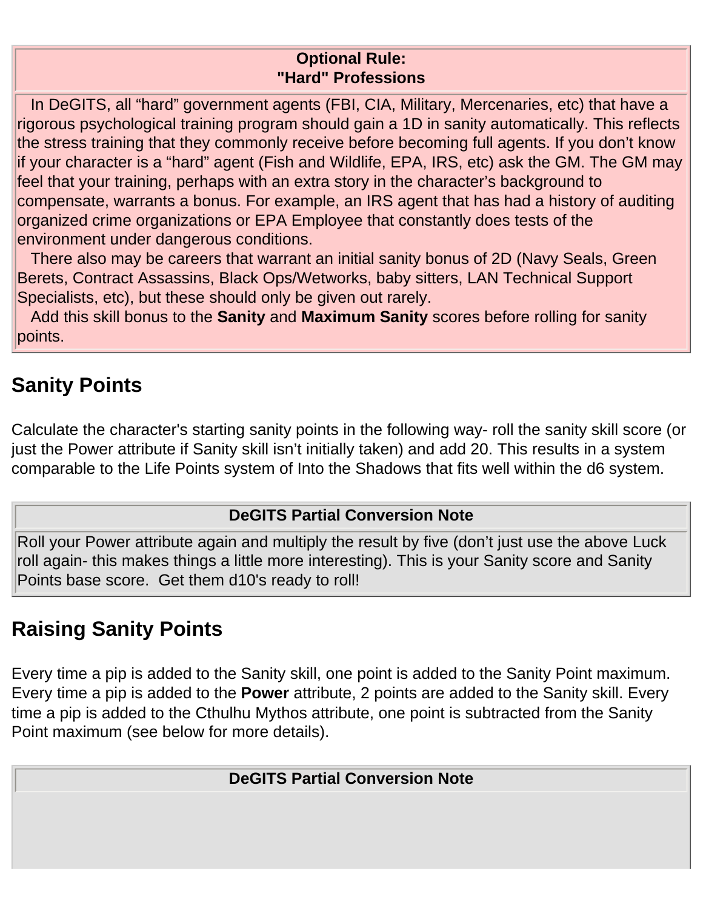**Optional Rule:**
**"Hard" Professions**

In DeGITS, all “hard” government agents (FBI, CIA, Military, Mercenaries, etc) that have a rigorous psychological training program should gain a 1D in sanity automatically. This reflects the stress training that they commonly receive before becoming full agents. If you don’t know if your character is a “hard” agent (Fish and Wildlife, EPA, IRS, etc) ask the GM. The GM may feel that your training, perhaps with an extra story in the character’s background to compensate, warrants a bonus. For example, an IRS agent that has had a history of auditing organized crime organizations or EPA Employee that constantly does tests of the environment under dangerous conditions.

There also may be careers that warrant an initial sanity bonus of 2D (Navy Seals, Green Berets, Contract Assassins, Black Ops/Wetworks, baby sitters, LAN Technical Support Specialists, etc), but these should only be given out rarely.

Add this skill bonus to the **Sanity** and **Maximum Sanity** scores before rolling for sanity points.

## Sanity Points

Calculate the character's starting sanity points in the following way- roll the sanity skill score (or just the Power attribute if Sanity skill isn’t initially taken) and add 20. This results in a system comparable to the Life Points system of Into the Shadows that fits well within the d6 system.

**DeGITS Partial Conversion Note**

Roll your Power attribute again and multiply the result by five (don’t just use the above Luck roll again- this makes things a little more interesting). This is your Sanity score and Sanity Points base score. Get them d10's ready to roll!

## Raising Sanity Points

Every time a pip is added to the Sanity skill, one point is added to the Sanity Point maximum. Every time a pip is added to the **Power** attribute, 2 points are added to the Sanity skill. Every time a pip is added to the Cthulhu Mythos attribute, one point is subtracted from the Sanity Point maximum (see below for more details).

**DeGITS Partial Conversion Note**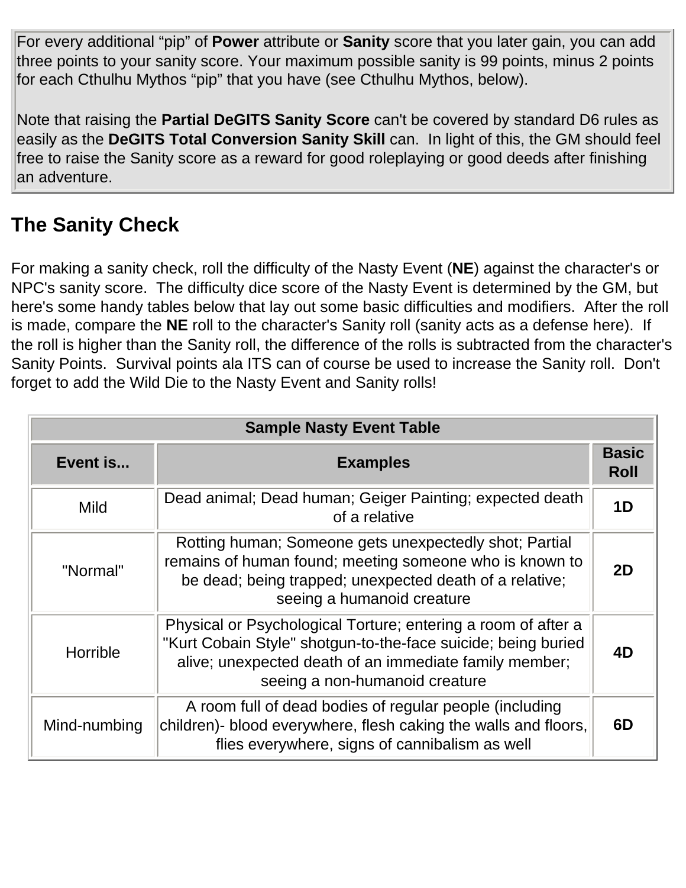For every additional "pip" of **Power** attribute or **Sanity** score that you later gain, you can add three points to your sanity score. Your maximum possible sanity is 99 points, minus 2 points for each Cthulhu Mythos "pip" that you have (see Cthulhu Mythos, below).

Note that raising the **Partial DeGITS Sanity Score** can't be covered by standard D6 rules as easily as the **DeGITS Total Conversion Sanity Skill** can. In light of this, the GM should feel free to raise the Sanity score as a reward for good roleplaying or good deeds after finishing an adventure.

## The Sanity Check

For making a sanity check, roll the difficulty of the Nasty Event (**NE**) against the character's or NPC's sanity score. The difficulty dice score of the Nasty Event is determined by the GM, but here's some handy tables below that lay out some basic difficulties and modifiers. After the roll is made, compare the **NE** roll to the character's Sanity roll (sanity acts as a defense here). If the roll is higher than the Sanity roll, the difference of the rolls is subtracted from the character's Sanity Points. Survival points ala ITS can of course be used to increase the Sanity roll. Don't forget to add the Wild Die to the Nasty Event and Sanity rolls!

| Sample Nasty Event Table | | |
|---|---|---|
| **Event is...** | **Examples** | **Basic Roll** |
| Mild | Dead animal; Dead human; Geiger Painting; expected death of a relative | **1D** |
| "Normal" | Rotting human; Someone gets unexpectedly shot; Partial remains of human found; meeting someone who is known to be dead; being trapped; unexpected death of a relative; seeing a humanoid creature | **2D** |
| Horrible | Physical or Psychological Torture; entering a room of after a "Kurt Cobain Style" shotgun-to-the-face suicide; being buried alive; unexpected death of an immediate family member; seeing a non-humanoid creature | **4D** |
| Mind-numbing | A room full of dead bodies of regular people (including children)- blood everywhere, flesh caking the walls and floors, flies everywhere, signs of cannibalism as well | **6D** |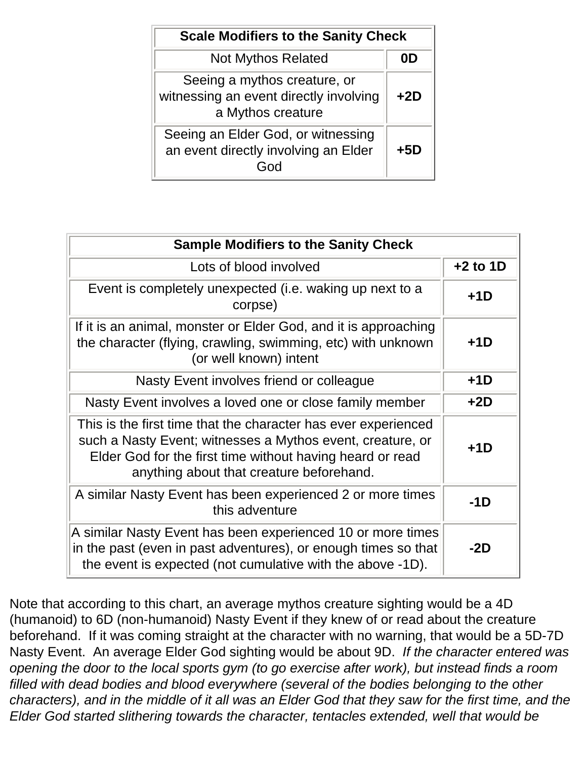| Scale Modifiers to the Sanity Check | |
|---|---|
| Not Mythos Related | **0D** |
| Seeing a mythos creature, or witnessing an event directly involving a Mythos creature | **+2D** |
| Seeing an Elder God, or witnessing an event directly involving an Elder God | **+5D** |

| Sample Modifiers to the Sanity Check | |
|---|---|
| Lots of blood involved | **+2 to 1D** |
| Event is completely unexpected (i.e. waking up next to a corpse) | **+1D** |
| If it is an animal, monster or Elder God, and it is approaching the character (flying, crawling, swimming, etc) with unknown (or well known) intent | **+1D** |
| Nasty Event involves friend or colleague | **+1D** |
| Nasty Event involves a loved one or close family member | **+2D** |
| This is the first time that the character has ever experienced such a Nasty Event; witnesses a Mythos event, creature, or Elder God for the first time without having heard or read anything about that creature beforehand. | **+1D** |
| A similar Nasty Event has been experienced 2 or more times this adventure | **-1D** |
| A similar Nasty Event has been experienced 10 or more times in the past (even in past adventures), or enough times so that the event is expected (not cumulative with the above -1D). | **-2D** |

Note that according to this chart, an average mythos creature sighting would be a 4D (humanoid) to 6D (non-humanoid) Nasty Event if they knew of or read about the creature beforehand. If it was coming straight at the character with no warning, that would be a 5D-7D Nasty Event. An average Elder God sighting would be about 9D. *If the character entered was opening the door to the local sports gym (to go exercise after work), but instead finds a room filled with dead bodies and blood everywhere (several of the bodies belonging to the other characters), and in the middle of it all was an Elder God that they saw for the first time, and the Elder God started slithering towards the character, tentacles extended, well that would be*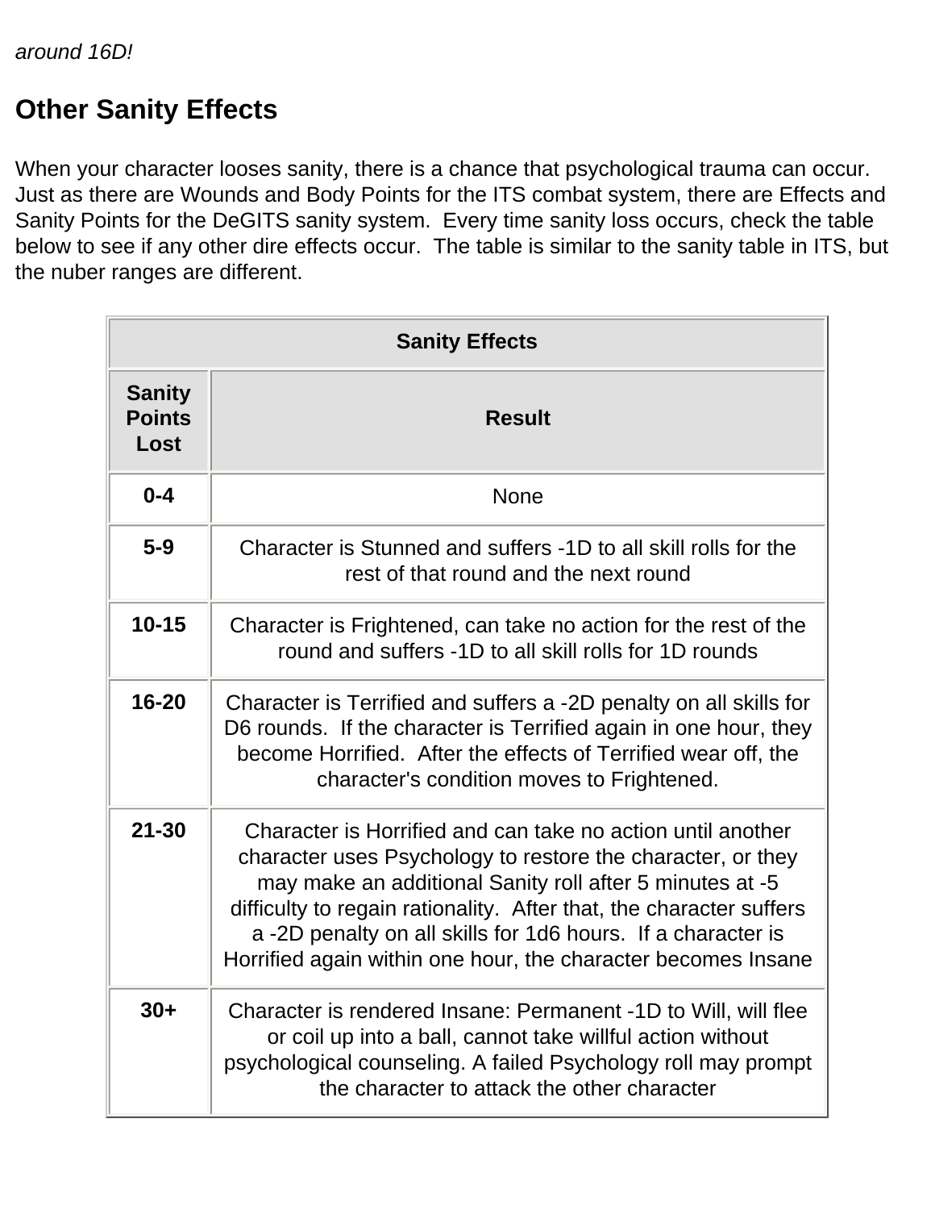*around 16D!*

## Other Sanity Effects

When your character looses sanity, there is a chance that psychological trauma can occur. Just as there are Wounds and Body Points for the ITS combat system, there are Effects and Sanity Points for the DeGITS sanity system. Every time sanity loss occurs, check the table below to see if any other dire effects occur. The table is similar to the sanity table in ITS, but the nuber ranges are different.

| Sanity Effects | |
|---|---|
| **Sanity Points Lost** | **Result** |
| **0-4** | None |
| **5-9** | Character is Stunned and suffers -1D to all skill rolls for the rest of that round and the next round |
| **10-15** | Character is Frightened, can take no action for the rest of the round and suffers -1D to all skill rolls for 1D rounds |
| **16-20** | Character is Terrified and suffers a -2D penalty on all skills for D6 rounds. If the character is Terrified again in one hour, they become Horrified. After the effects of Terrified wear off, the character's condition moves to Frightened. |
| **21-30** | Character is Horrified and can take no action until another character uses Psychology to restore the character, or they may make an additional Sanity roll after 5 minutes at -5 difficulty to regain rationality. After that, the character suffers a -2D penalty on all skills for 1d6 hours. If a character is Horrified again within one hour, the character becomes Insane |
| **30+** | Character is rendered Insane: Permanent -1D to Will, will flee or coil up into a ball, cannot take willful action without psychological counseling. A failed Psychology roll may prompt the character to attack the other character |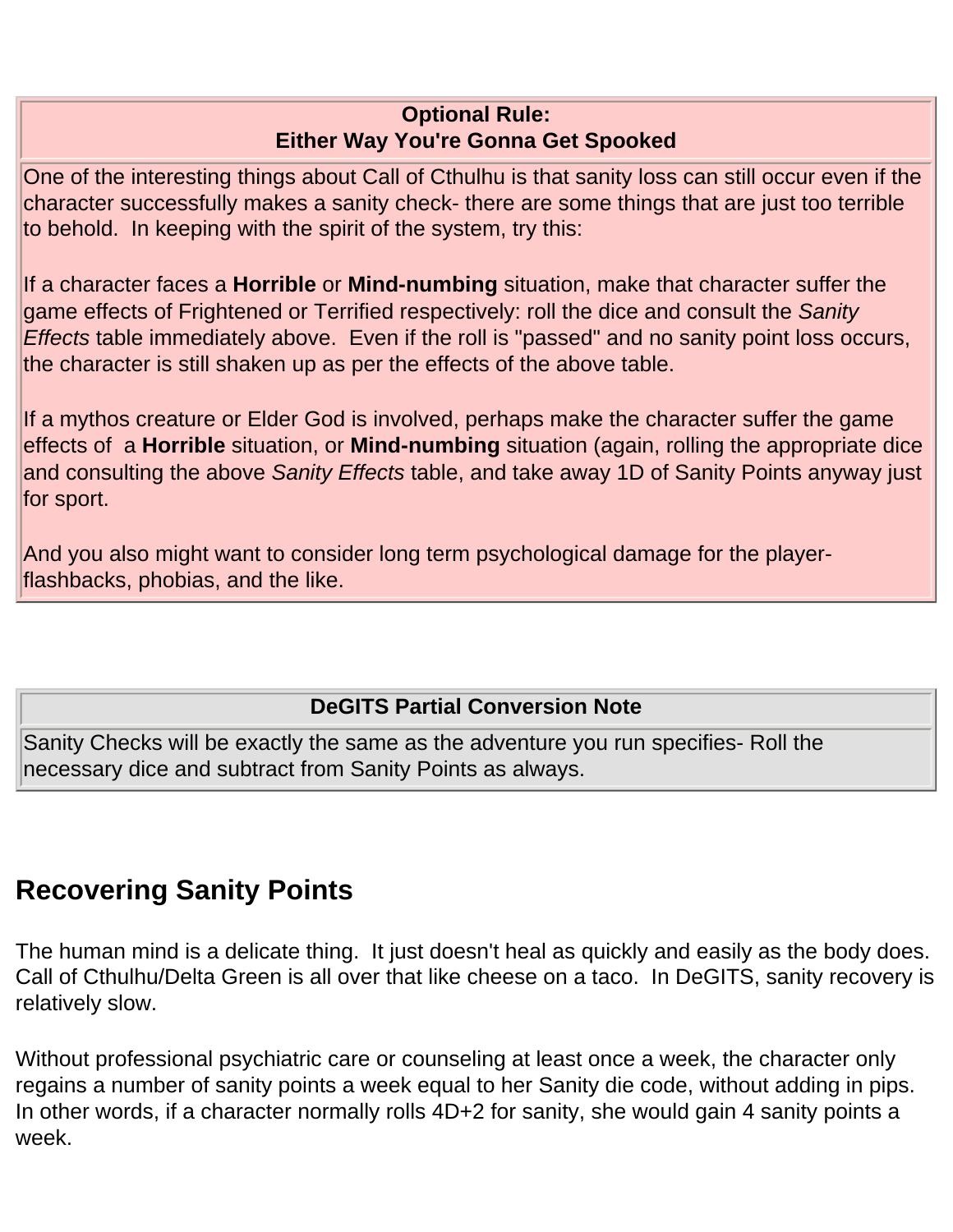| Optional Rule: Either Way You're Gonna Get Spooked |
| --- |
| One of the interesting things about Call of Cthulhu is that sanity loss can still occur even if the character successfully makes a sanity check- there are some things that are just too terrible to behold. In keeping with the spirit of the system, try this:<br><br>If a character faces a **Horrible** or **Mind-numbing** situation, make that character suffer the game effects of Frightened or Terrified respectively: roll the dice and consult the *Sanity Effects* table immediately above. Even if the roll is "passed" and no sanity point loss occurs, the character is still shaken up as per the effects of the above table.<br><br>If a mythos creature or Elder God is involved, perhaps make the character suffer the game effects of a **Horrible** situation, or **Mind-numbing** situation (again, rolling the appropriate dice and consulting the above *Sanity Effects* table, and take away 1D of Sanity Points anyway just for sport.<br><br>And you also might want to consider long term psychological damage for the player- flashbacks, phobias, and the like. |

| DeGITS Partial Conversion Note |
| --- |
| Sanity Checks will be exactly the same as the adventure you run specifies- Roll the necessary dice and subtract from Sanity Points as always. |

## Recovering Sanity Points

The human mind is a delicate thing. It just doesn't heal as quickly and easily as the body does. Call of Cthulhu/Delta Green is all over that like cheese on a taco. In DeGITS, sanity recovery is relatively slow.

Without professional psychiatric care or counseling at least once a week, the character only regains a number of sanity points a week equal to her Sanity die code, without adding in pips. In other words, if a character normally rolls 4D+2 for sanity, she would gain 4 sanity points a week.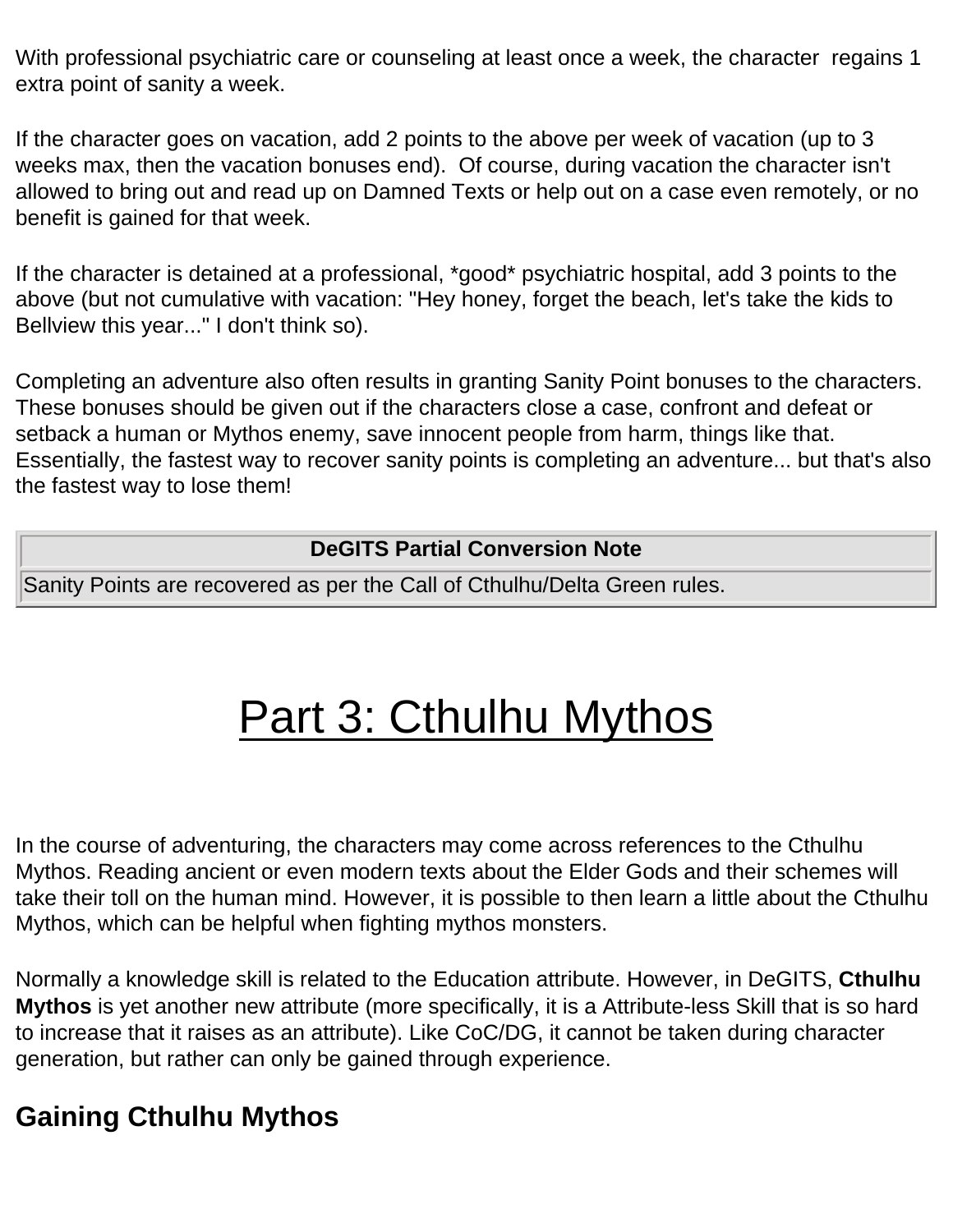With professional psychiatric care or counseling at least once a week, the character  regains 1 extra point of sanity a week.

If the character goes on vacation, add 2 points to the above per week of vacation (up to 3 weeks max, then the vacation bonuses end).  Of course, during vacation the character isn't allowed to bring out and read up on Damned Texts or help out on a case even remotely, or no benefit is gained for that week.

If the character is detained at a professional, *good* psychiatric hospital, add 3 points to the above (but not cumulative with vacation: "Hey honey, forget the beach, let's take the kids to Bellview this year..." I don't think so).

Completing an adventure also often results in granting Sanity Point bonuses to the characters. These bonuses should be given out if the characters close a case, confront and defeat or setback a human or Mythos enemy, save innocent people from harm, things like that. Essentially, the fastest way to recover sanity points is completing an adventure... but that's also the fastest way to lose them!

| DeGITS Partial Conversion Note |
| --- |
| Sanity Points are recovered as per the Call of Cthulhu/Delta Green rules. |

# Part 3: Cthulhu Mythos

In the course of adventuring, the characters may come across references to the Cthulhu Mythos. Reading ancient or even modern texts about the Elder Gods and their schemes will take their toll on the human mind. However, it is possible to then learn a little about the Cthulhu Mythos, which can be helpful when fighting mythos monsters.

Normally a knowledge skill is related to the Education attribute. However, in DeGITS, **Cthulhu Mythos** is yet another new attribute (more specifically, it is a Attribute-less Skill that is so hard to increase that it raises as an attribute). Like CoC/DG, it cannot be taken during character generation, but rather can only be gained through experience.

## Gaining Cthulhu Mythos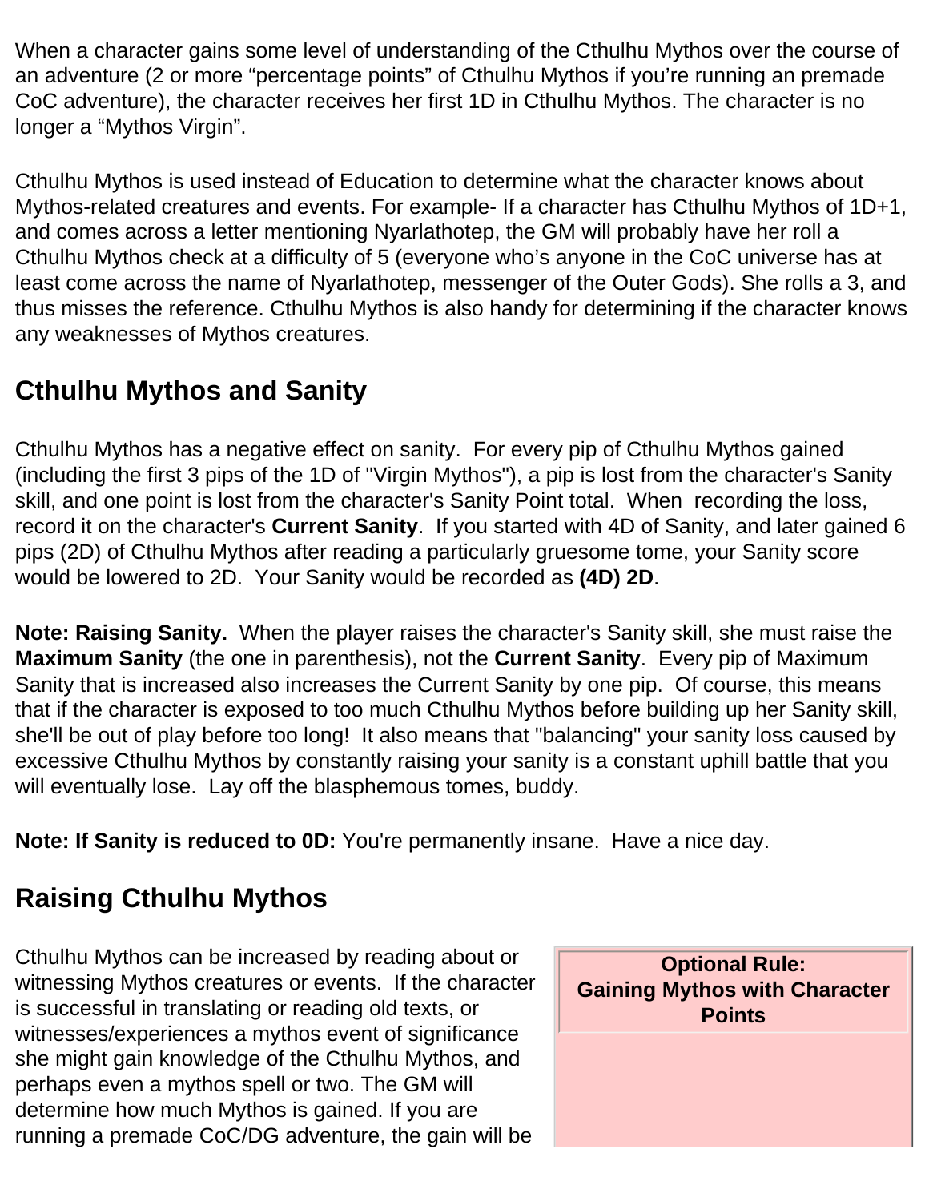When a character gains some level of understanding of the Cthulhu Mythos over the course of an adventure (2 or more "percentage points" of Cthulhu Mythos if you're running an premade CoC adventure), the character receives her first 1D in Cthulhu Mythos. The character is no longer a "Mythos Virgin".

Cthulhu Mythos is used instead of Education to determine what the character knows about Mythos-related creatures and events. For example- If a character has Cthulhu Mythos of 1D+1, and comes across a letter mentioning Nyarlathotep, the GM will probably have her roll a Cthulhu Mythos check at a difficulty of 5 (everyone who's anyone in the CoC universe has at least come across the name of Nyarlathotep, messenger of the Outer Gods). She rolls a 3, and thus misses the reference. Cthulhu Mythos is also handy for determining if the character knows any weaknesses of Mythos creatures.

## Cthulhu Mythos and Sanity

Cthulhu Mythos has a negative effect on sanity. For every pip of Cthulhu Mythos gained (including the first 3 pips of the 1D of "Virgin Mythos"), a pip is lost from the character's Sanity skill, and one point is lost from the character's Sanity Point total. When recording the loss, record it on the character's **Current Sanity**. If you started with 4D of Sanity, and later gained 6 pips (2D) of Cthulhu Mythos after reading a particularly gruesome tome, your Sanity score would be lowered to 2D. Your Sanity would be recorded as **(4D) 2D**.

**Note: Raising Sanity.** When the player raises the character's Sanity skill, she must raise the **Maximum Sanity** (the one in parenthesis), not the **Current Sanity**. Every pip of Maximum Sanity that is increased also increases the Current Sanity by one pip. Of course, this means that if the character is exposed to too much Cthulhu Mythos before building up her Sanity skill, she'll be out of play before too long! It also means that "balancing" your sanity loss caused by excessive Cthulhu Mythos by constantly raising your sanity is a constant uphill battle that you will eventually lose. Lay off the blasphemous tomes, buddy.

**Note: If Sanity is reduced to 0D:** You're permanently insane. Have a nice day.

## Raising Cthulhu Mythos

Cthulhu Mythos can be increased by reading about or witnessing Mythos creatures or events. If the character is successful in translating or reading old texts, or witnesses/experiences a mythos event of significance she might gain knowledge of the Cthulhu Mythos, and perhaps even a mythos spell or two. The GM will determine how much Mythos is gained. If you are running a premade CoC/DG adventure, the gain will be

**Optional Rule: Gaining Mythos with Character Points**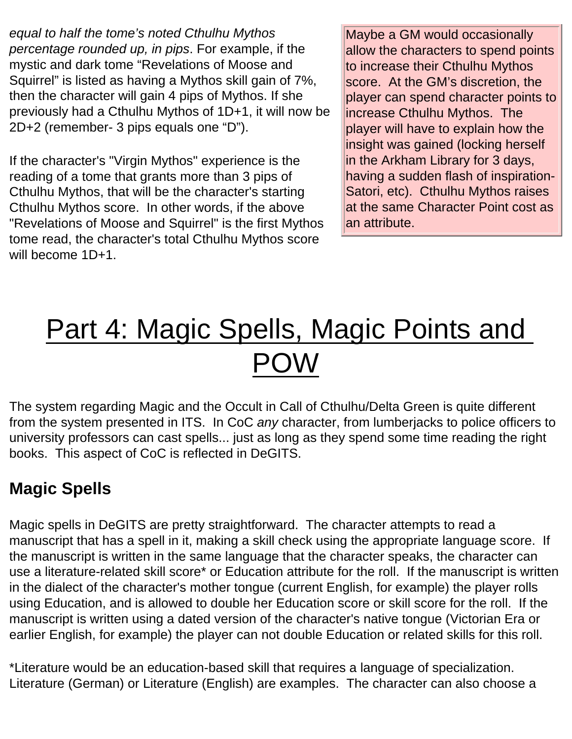*equal to half the tome's noted Cthulhu Mythos percentage rounded up, in pips*. For example, if the mystic and dark tome "Revelations of Moose and Squirrel" is listed as having a Mythos skill gain of 7%, then the character will gain 4 pips of Mythos. If she previously had a Cthulhu Mythos of 1D+1, it will now be 2D+2 (remember- 3 pips equals one "D").

If the character's "Virgin Mythos" experience is the reading of a tome that grants more than 3 pips of Cthulhu Mythos, that will be the character's starting Cthulhu Mythos score. In other words, if the above "Revelations of Moose and Squirrel" is the first Mythos tome read, the character's total Cthulhu Mythos score will become 1D+1.

> Maybe a GM would occasionally allow the characters to spend points to increase their Cthulhu Mythos score. At the GM's discretion, the player can spend character points to increase Cthulhu Mythos. The player will have to explain how the insight was gained (locking herself in the Arkham Library for 3 days, having a sudden flash of inspiration- Satori, etc). Cthulhu Mythos raises at the same Character Point cost as an attribute.

# Part 4: Magic Spells, Magic Points and POW

The system regarding Magic and the Occult in Call of Cthulhu/Delta Green is quite different from the system presented in ITS. In CoC *any* character, from lumberjacks to police officers to university professors can cast spells... just as long as they spend some time reading the right books. This aspect of CoC is reflected in DeGITS.

## Magic Spells

Magic spells in DeGITS are pretty straightforward. The character attempts to read a manuscript that has a spell in it, making a skill check using the appropriate language score. If the manuscript is written in the same language that the character speaks, the character can use a literature-related skill score* or Education attribute for the roll. If the manuscript is written in the dialect of the character's mother tongue (current English, for example) the player rolls using Education, and is allowed to double her Education score or skill score for the roll. If the manuscript is written using a dated version of the character's native tongue (Victorian Era or earlier English, for example) the player can not double Education or related skills for this roll.

*Literature would be an education-based skill that requires a language of specialization. Literature (German) or Literature (English) are examples. The character can also choose a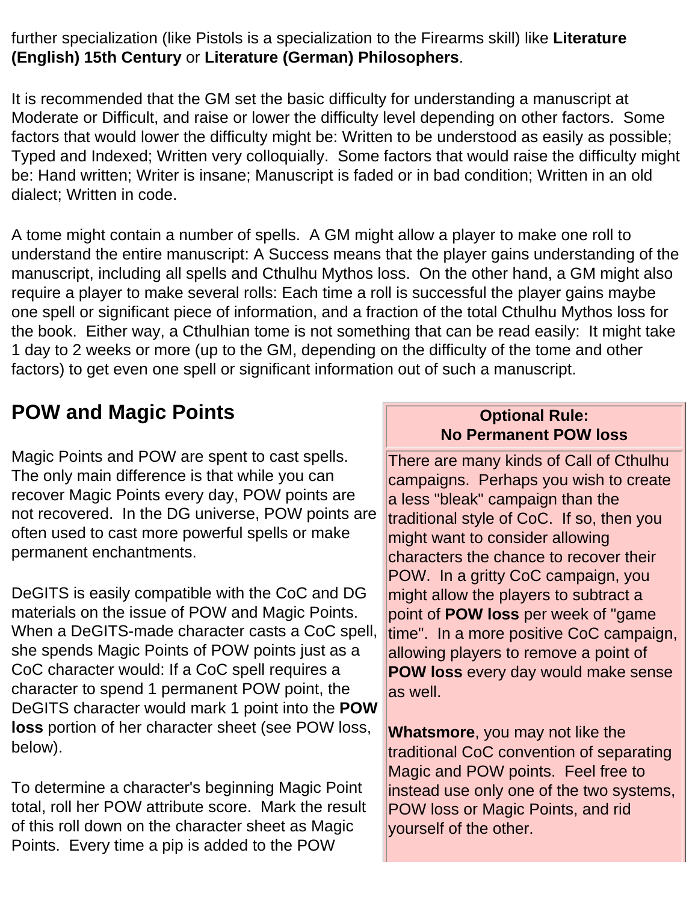further specialization (like Pistols is a specialization to the Firearms skill) like **Literature (English) 15th Century** or **Literature (German) Philosophers**.

It is recommended that the GM set the basic difficulty for understanding a manuscript at Moderate or Difficult, and raise or lower the difficulty level depending on other factors. Some factors that would lower the difficulty might be: Written to be understood as easily as possible; Typed and Indexed; Written very colloquially. Some factors that would raise the difficulty might be: Hand written; Writer is insane; Manuscript is faded or in bad condition; Written in an old dialect; Written in code.

A tome might contain a number of spells. A GM might allow a player to make one roll to understand the entire manuscript: A Success means that the player gains understanding of the manuscript, including all spells and Cthulhu Mythos loss. On the other hand, a GM might also require a player to make several rolls: Each time a roll is successful the player gains maybe one spell or significant piece of information, and a fraction of the total Cthulhu Mythos loss for the book. Either way, a Cthulhian tome is not something that can be read easily: It might take 1 day to 2 weeks or more (up to the GM, depending on the difficulty of the tome and other factors) to get even one spell or significant information out of such a manuscript.

## POW and Magic Points

Magic Points and POW are spent to cast spells. The only main difference is that while you can recover Magic Points every day, POW points are not recovered. In the DG universe, POW points are often used to cast more powerful spells or make permanent enchantments.

DeGITS is easily compatible with the CoC and DG materials on the issue of POW and Magic Points. When a DeGITS-made character casts a CoC spell, she spends Magic Points of POW points just as a CoC character would: If a CoC spell requires a character to spend 1 permanent POW point, the DeGITS character would mark 1 point into the **POW loss** portion of her character sheet (see POW loss, below).

To determine a character's beginning Magic Point total, roll her POW attribute score. Mark the result of this roll down on the character sheet as Magic Points. Every time a pip is added to the POW

**Optional Rule:**
**No Permanent POW loss**

There are many kinds of Call of Cthulhu campaigns. Perhaps you wish to create a less "bleak" campaign than the traditional style of CoC. If so, then you might want to consider allowing characters the chance to recover their POW. In a gritty CoC campaign, you might allow the players to subtract a point of **POW loss** per week of "game time". In a more positive CoC campaign, allowing players to remove a point of **POW loss** every day would make sense as well.

**Whatsmore**, you may not like the traditional CoC convention of separating Magic and POW points. Feel free to instead use only one of the two systems, POW loss or Magic Points, and rid yourself of the other.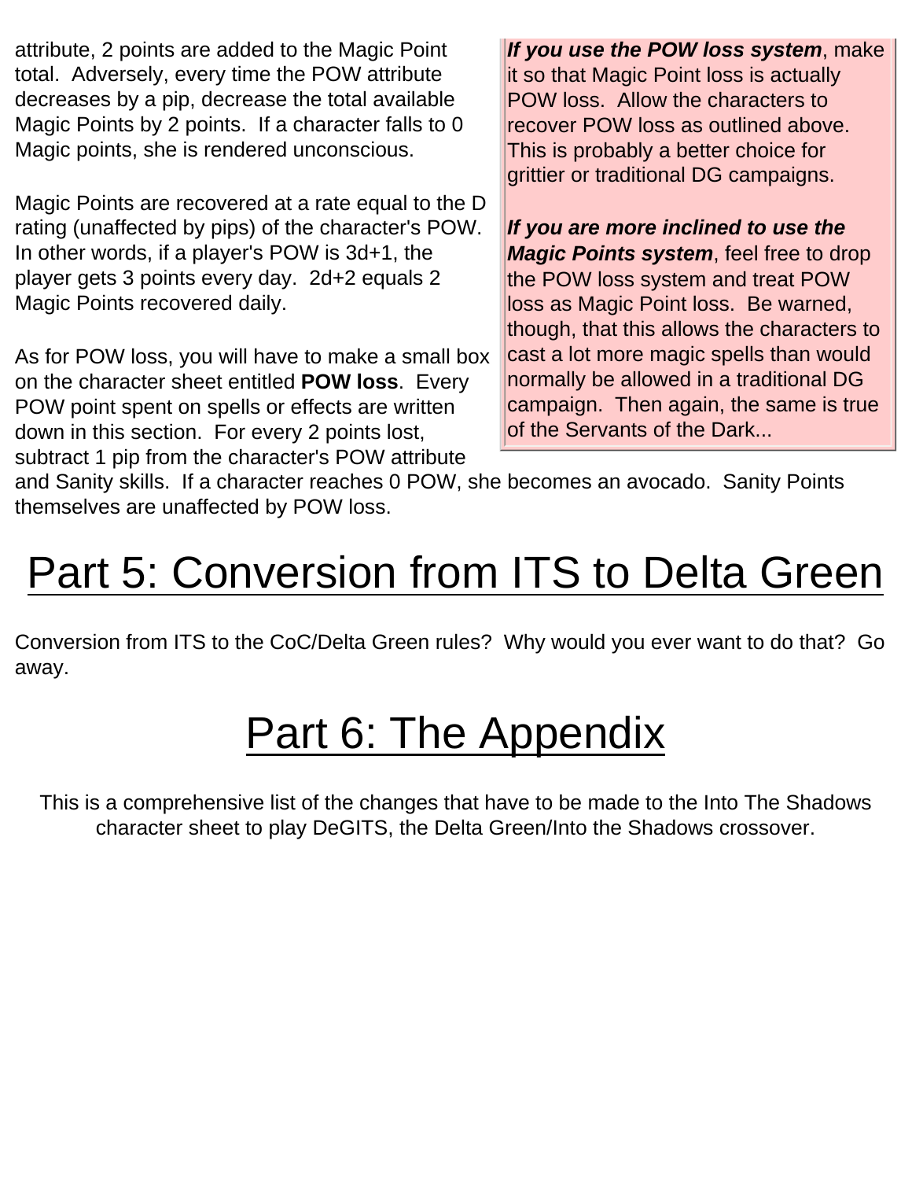attribute, 2 points are added to the Magic Point total. Adversely, every time the POW attribute decreases by a pip, decrease the total available Magic Points by 2 points. If a character falls to 0 Magic points, she is rendered unconscious.

Magic Points are recovered at a rate equal to the D rating (unaffected by pips) of the character's POW. In other words, if a player's POW is 3d+1, the player gets 3 points every day. 2d+2 equals 2 Magic Points recovered daily.

As for POW loss, you will have to make a small box on the character sheet entitled **POW loss**. Every POW point spent on spells or effects are written down in this section. For every 2 points lost, subtract 1 pip from the character's POW attribute and Sanity skills. If a character reaches 0 POW, she becomes an avocado. Sanity Points themselves are unaffected by POW loss.

> ***If you use the POW loss system***, make it so that Magic Point loss is actually POW loss. Allow the characters to recover POW loss as outlined above. This is probably a better choice for grittier or traditional DG campaigns.
>
> ***If you are more inclined to use the Magic Points system***, feel free to drop the POW loss system and treat POW loss as Magic Point loss. Be warned, though, that this allows the characters to cast a lot more magic spells than would normally be allowed in a traditional DG campaign. Then again, the same is true of the Servants of the Dark...

# Part 5: Conversion from ITS to Delta Green

Conversion from ITS to the CoC/Delta Green rules? Why would you ever want to do that? Go away.

# Part 6: The Appendix

This is a comprehensive list of the changes that have to be made to the Into The Shadows character sheet to play DeGITS, the Delta Green/Into the Shadows crossover.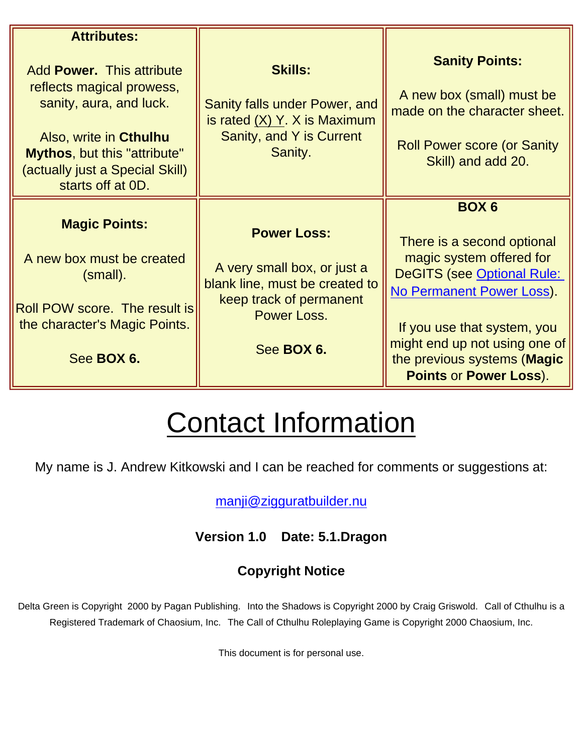| | | |
|---|---|---|
| **Attributes:**<br><br>Add **Power.** This attribute reflects magical prowess, sanity, aura, and luck.<br><br>Also, write in **Cthulhu Mythos**, but this "attribute" (actually just a Special Skill) starts off at 0D. | **Skills:**<br><br>Sanity falls under Power, and is rated (X) Y. X is Maximum Sanity, and Y is Current Sanity. | **Sanity Points:**<br><br>A new box (small) must be made on the character sheet.<br><br>Roll Power score (or Sanity Skill) and add 20. |
| **Magic Points:**<br><br>A new box must be created (small).<br><br>Roll POW score. The result is the character's Magic Points.<br><br>See **BOX 6.** | **Power Loss:**<br><br>A very small box, or just a blank line, must be created to keep track of permanent Power Loss.<br><br>See **BOX 6.** | **BOX 6**<br><br>There is a second optional magic system offered for DeGITS (see Optional Rule: No Permanent Power Loss).<br><br>If you use that system, you might end up not using one of the previous systems (**Magic Points** or **Power Loss**). |

# Contact Information

My name is J. Andrew Kitkowski and I can be reached for comments or suggestions at:

manji@zigguratbuilder.nu

**Version 1.0 Date: 5.1.Dragon**

**Copyright Notice**

Delta Green is Copyright 2000 by Pagan Publishing. Into the Shadows is Copyright 2000 by Craig Griswold. Call of Cthulhu is a Registered Trademark of Chaosium, Inc. The Call of Cthulhu Roleplaying Game is Copyright 2000 Chaosium, Inc.

This document is for personal use.